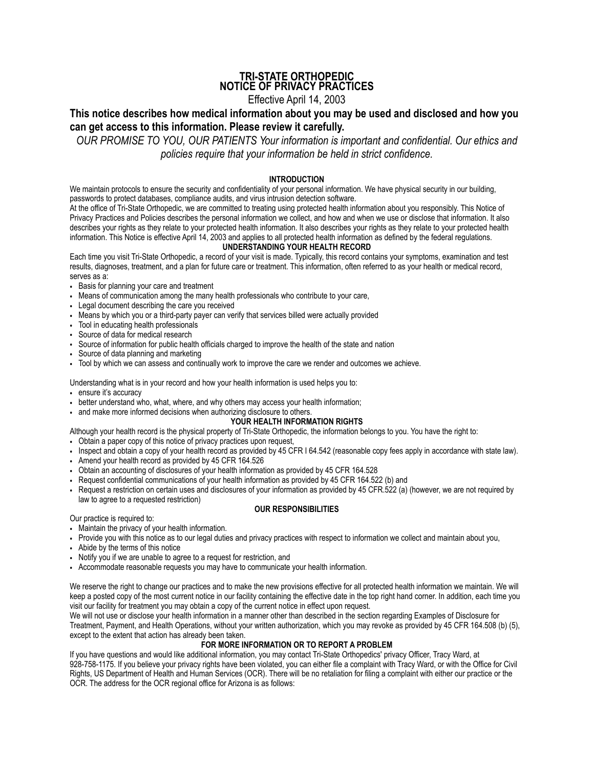# TRI-STATE ORTHOPEDIC
# NOTICE OF PRIVACY PRACTICES

Effective April 14, 2003

## This notice describes how medical information about you may be used and disclosed and how you can get access to this information. Please review it carefully.

*OUR PROMISE TO YOU, OUR PATIENTS Your information is important and confidential. Our ethics and policies require that your information be held in strict confidence.*

### INTRODUCTION

We maintain protocols to ensure the security and confidentiality of your personal information. We have physical security in our building, passwords to protect databases, compliance audits, and virus intrusion detection software.

At the office of Tri-State Orthopedic, we are committed to treating using protected health information about you responsibly. This Notice of Privacy Practices and Policies describes the personal information we collect, and how and when we use or disclose that information. It also describes your rights as they relate to your protected health information. It also describes your rights as they relate to your protected health information. This Notice is effective April 14, 2003 and applies to all protected health information as defined by the federal regulations.

### UNDERSTANDING YOUR HEALTH RECORD

Each time you visit Tri-State Orthopedic, a record of your visit is made. Typically, this record contains your symptoms, examination and test results, diagnoses, treatment, and a plan for future care or treatment. This information, often referred to as your health or medical record, serves as a:

- Basis for planning your care and treatment
- Means of communication among the many health professionals who contribute to your care,
- Legal document describing the care you received
- Means by which you or a third-party payer can verify that services billed were actually provided
- Tool in educating health professionals
- Source of data for medical research
- Source of information for public health officials charged to improve the health of the state and nation
- Source of data planning and marketing
- Tool by which we can assess and continually work to improve the care we render and outcomes we achieve.

Understanding what is in your record and how your health information is used helps you to:

- ensure it's accuracy
- better understand who, what, where, and why others may access your health information;
- and make more informed decisions when authorizing disclosure to others.

### YOUR HEALTH INFORMATION RIGHTS

Although your health record is the physical property of Tri-State Orthopedic, the information belongs to you. You have the right to:

- Obtain a paper copy of this notice of privacy practices upon request,
- Inspect and obtain a copy of your health record as provided by 45 CFR l 64.542 (reasonable copy fees apply in accordance with state law).
- Amend your health record as provided by 45 CFR 164.526
- Obtain an accounting of disclosures of your health information as provided by 45 CFR 164.528
- Request confidential communications of your health information as provided by 45 CFR 164.522 (b) and
- Request a restriction on certain uses and disclosures of your information as provided by 45 CFR.522 (a) (however, we are not required by law to agree to a requested restriction)

### OUR RESPONSIBILITIES

Our practice is required to:

- Maintain the privacy of your health information.
- Provide you with this notice as to our legal duties and privacy practices with respect to information we collect and maintain about you,
- Abide by the terms of this notice
- Notify you if we are unable to agree to a request for restriction, and
- Accommodate reasonable requests you may have to communicate your health information.

We reserve the right to change our practices and to make the new provisions effective for all protected health information we maintain. We will keep a posted copy of the most current notice in our facility containing the effective date in the top right hand corner. In addition, each time you visit our facility for treatment you may obtain a copy of the current notice in effect upon request.

We will not use or disclose your health information in a manner other than described in the section regarding Examples of Disclosure for Treatment, Payment, and Health Operations, without your written authorization, which you may revoke as provided by 45 CFR 164.508 (b) (5), except to the extent that action has already been taken.

### FOR MORE INFORMATION OR TO REPORT A PROBLEM

If you have questions and would like additional information, you may contact Tri-State Orthopedics' privacy Officer, Tracy Ward, at 928-758-1175. If you believe your privacy rights have been violated, you can either file a complaint with Tracy Ward, or with the Office for Civil Rights, US Department of Health and Human Services (OCR). There will be no retaliation for filing a complaint with either our practice or the OCR. The address for the OCR regional office for Arizona is as follows: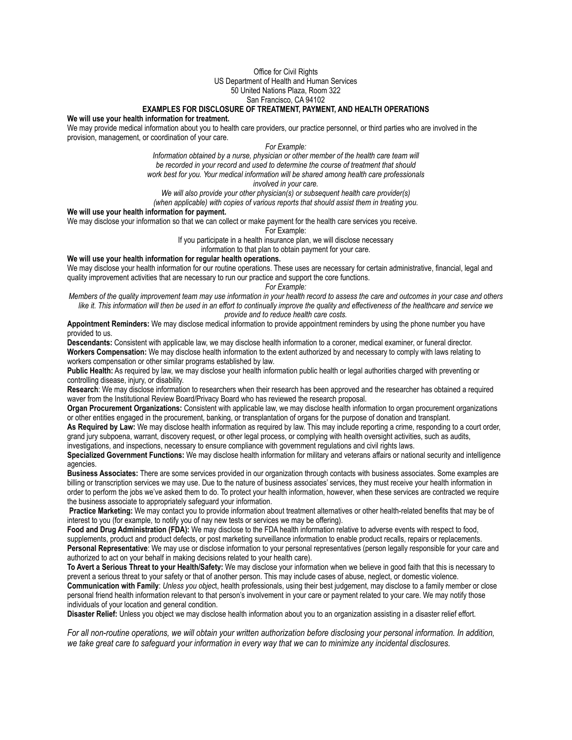Office for Civil Rights
US Department of Health and Human Services
50 United Nations Plaza, Room 322
San Francisco, CA 94102

**EXAMPLES FOR DISCLOSURE OF TREATMENT, PAYMENT, AND HEALTH OPERATIONS**

**We will use your health information for treatment.**

We may provide medical information about you to health care providers, our practice personnel, or third parties who are involved in the provision, management, or coordination of your care.

*For Example:*

*Information obtained by a nurse, physician or other member of the health care team will be recorded in your record and used to determine the course of treatment that should work best for you. Your medical information will be shared among health care professionals involved in your care.*

*We will also provide your other physician(s) or subsequent health care provider(s) (when applicable) with copies of various reports that should assist them in treating you.*

**We will use your health information for payment.**

We may disclose your information so that we can collect or make payment for the health care services you receive.

For Example:

If you participate in a health insurance plan, we will disclose necessary information to that plan to obtain payment for your care.

**We will use your health information for regular health operations.**

We may disclose your health information for our routine operations. These uses are necessary for certain administrative, financial, legal and quality improvement activities that are necessary to run our practice and support the core functions.

*For Example:*

*Members of the quality improvement team may use information in your health record to assess the care and outcomes in your case and others like it. This information will then be used in an effort to continually improve the quality and effectiveness of the healthcare and service we provide and to reduce health care costs.*

**Appointment Reminders:** We may disclose medical information to provide appointment reminders by using the phone number you have provided to us.

**Descendants:** Consistent with applicable law, we may disclose health information to a coroner, medical examiner, or funeral director.

**Workers Compensation:** We may disclose health information to the extent authorized by and necessary to comply with laws relating to workers compensation or other similar programs established by law.

**Public Health:** As required by law, we may disclose your health information public health or legal authorities charged with preventing or controlling disease, injury, or disability.

**Research**: We may disclose information to researchers when their research has been approved and the researcher has obtained a required waver from the Institutional Review Board/Privacy Board who has reviewed the research proposal.

**Organ Procurement Organizations:** Consistent with applicable law, we may disclose health information to organ procurement organizations or other entities engaged in the procurement, banking, or transplantation of organs for the purpose of donation and transplant.

**As Required by Law:** We may disclose health information as required by law. This may include reporting a crime, responding to a court order, grand jury subpoena, warrant, discovery request, or other legal process, or complying with health oversight activities, such as audits, investigations, and inspections, necessary to ensure compliance with government regulations and civil rights laws.

**Specialized Government Functions:** We may disclose health information for military and veterans affairs or national security and intelligence agencies.

**Business Associates:** There are some services provided in our organization through contacts with business associates. Some examples are billing or transcription services we may use. Due to the nature of business associates' services, they must receive your health information in order to perform the jobs we've asked them to do. To protect your health information, however, when these services are contracted we require the business associate to appropriately safeguard your information.

**Practice Marketing:** We may contact you to provide information about treatment alternatives or other health-related benefits that may be of interest to you (for example, to notify you of nay new tests or services we may be offering).

**Food and Drug Administration (FDA):** We may disclose to the FDA health information relative to adverse events with respect to food, supplements, product and product defects, or post marketing surveillance information to enable product recalls, repairs or replacements.

**Personal Representative**: We may use or disclose information to your personal representatives (person legally responsible for your care and authorized to act on your behalf in making decisions related to your health care).

**To Avert a Serious Threat to your Health/Safety:** We may disclose your information when we believe in good faith that this is necessary to prevent a serious threat to your safety or that of another person. This may include cases of abuse, neglect, or domestic violence.

**Communication with Family**: *Unless you objec*t, health professionals, using their best judgement, may disclose to a family member or close personal friend health information relevant to that person's involvement in your care or payment related to your care. We may notify those individuals of your location and general condition.

**Disaster Relief:** Unless you object we may disclose health information about you to an organization assisting in a disaster relief effort.

*For all non-routine operations, we will obtain your written authorization before disclosing your personal information. In addition, we take great care to safeguard your information in every way that we can to minimize any incidental disclosures.*